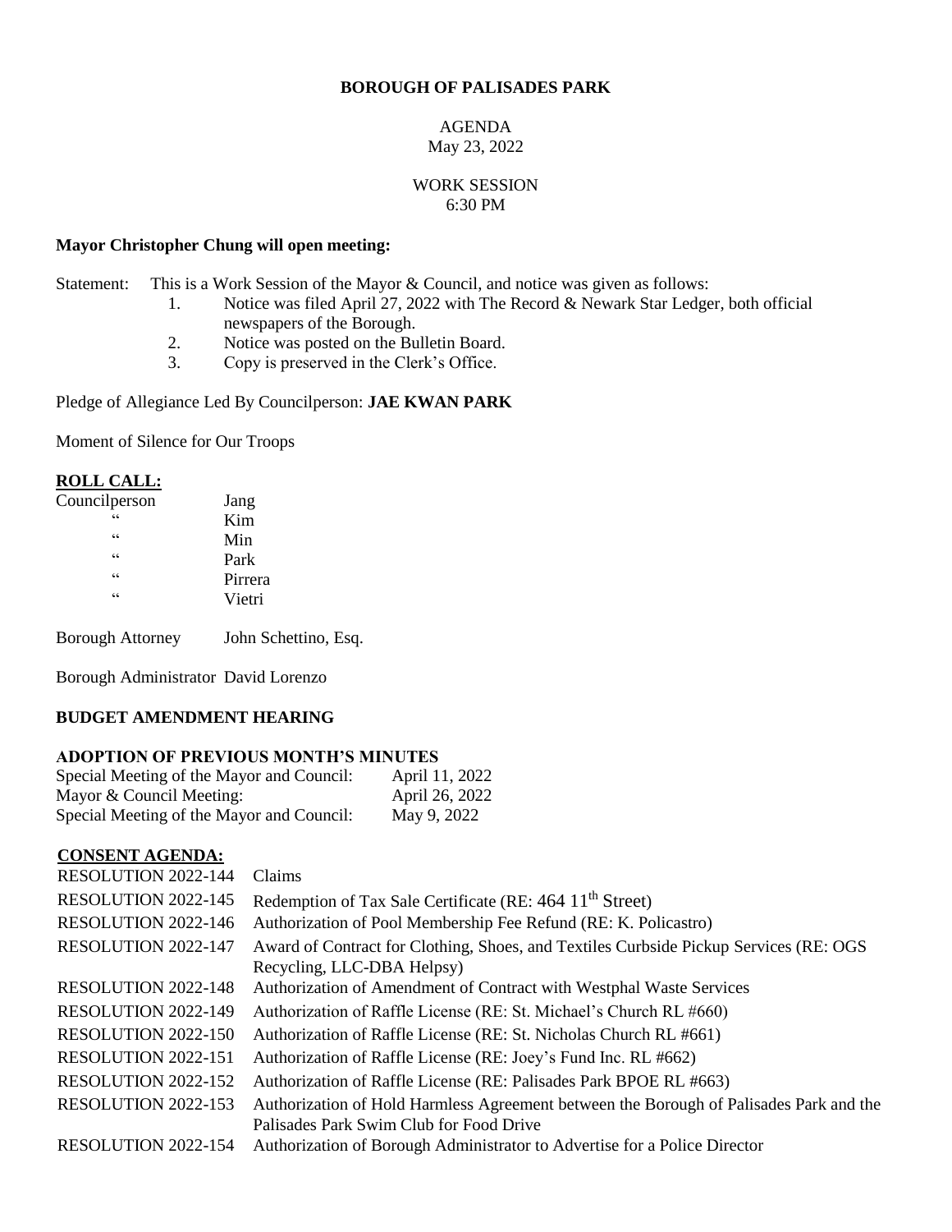**BOROUGH OF PALISADES PARK**

AGENDA
May 23, 2022

WORK SESSION
6:30 PM

**Mayor Christopher Chung will open meeting:**

Statement: This is a Work Session of the Mayor & Council, and notice was given as follows:

1. Notice was filed April 27, 2022 with The Record & Newark Star Ledger, both official newspapers of the Borough.
2. Notice was posted on the Bulletin Board.
3. Copy is preserved in the Clerk's Office.

Pledge of Allegiance Led By Councilperson: **JAE KWAN PARK**

Moment of Silence for Our Troops

**ROLL CALL:**

| | |
|---|---|
| Councilperson | Jang |
| " | Kim |
| " | Min |
| " | Park |
| " | Pirrera |
| " | Vietri |

Borough Attorney John Schettino, Esq.

Borough Administrator David Lorenzo

**BUDGET AMENDMENT HEARING**

**ADOPTION OF PREVIOUS MONTH'S MINUTES**

| | |
|---|---|
| Special Meeting of the Mayor and Council: | April 11, 2022 |
| Mayor & Council Meeting: | April 26, 2022 |
| Special Meeting of the Mayor and Council: | May 9, 2022 |

**CONSENT AGENDA:**

| | |
|---|---|
| RESOLUTION 2022-144 | Claims |
| RESOLUTION 2022-145 | Redemption of Tax Sale Certificate (RE: 464 11th Street) |
| RESOLUTION 2022-146 | Authorization of Pool Membership Fee Refund (RE: K. Policastro) |
| RESOLUTION 2022-147 | Award of Contract for Clothing, Shoes, and Textiles Curbside Pickup Services (RE: OGS Recycling, LLC-DBA Helpsy) |
| RESOLUTION 2022-148 | Authorization of Amendment of Contract with Westphal Waste Services |
| RESOLUTION 2022-149 | Authorization of Raffle License (RE: St. Michael's Church RL #660) |
| RESOLUTION 2022-150 | Authorization of Raffle License (RE: St. Nicholas Church RL #661) |
| RESOLUTION 2022-151 | Authorization of Raffle License (RE: Joey's Fund Inc. RL #662) |
| RESOLUTION 2022-152 | Authorization of Raffle License (RE: Palisades Park BPOE RL #663) |
| RESOLUTION 2022-153 | Authorization of Hold Harmless Agreement between the Borough of Palisades Park and the Palisades Park Swim Club for Food Drive |
| RESOLUTION 2022-154 | Authorization of Borough Administrator to Advertise for a Police Director |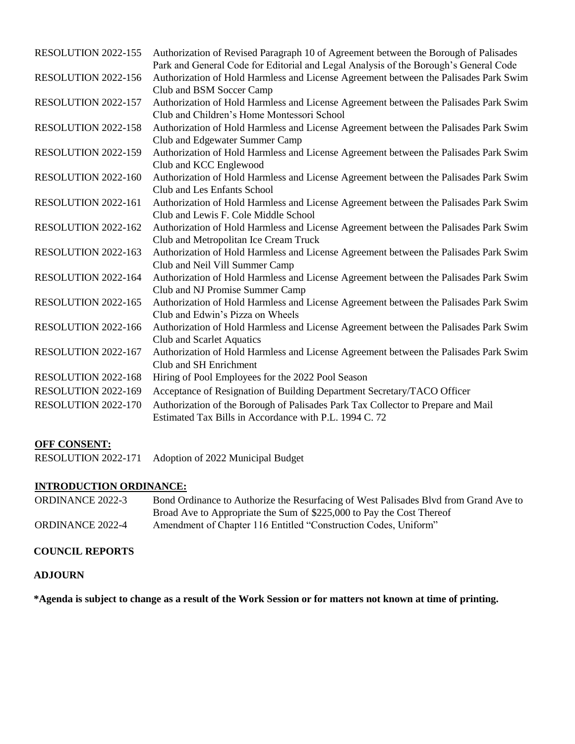| | |
|---|---|
| RESOLUTION 2022-155 | Authorization of Revised Paragraph 10 of Agreement between the Borough of Palisades Park and General Code for Editorial and Legal Analysis of the Borough's General Code |
| RESOLUTION 2022-156 | Authorization of Hold Harmless and License Agreement between the Palisades Park Swim Club and BSM Soccer Camp |
| RESOLUTION 2022-157 | Authorization of Hold Harmless and License Agreement between the Palisades Park Swim Club and Children's Home Montessori School |
| RESOLUTION 2022-158 | Authorization of Hold Harmless and License Agreement between the Palisades Park Swim Club and Edgewater Summer Camp |
| RESOLUTION 2022-159 | Authorization of Hold Harmless and License Agreement between the Palisades Park Swim Club and KCC Englewood |
| RESOLUTION 2022-160 | Authorization of Hold Harmless and License Agreement between the Palisades Park Swim Club and Les Enfants School |
| RESOLUTION 2022-161 | Authorization of Hold Harmless and License Agreement between the Palisades Park Swim Club and Lewis F. Cole Middle School |
| RESOLUTION 2022-162 | Authorization of Hold Harmless and License Agreement between the Palisades Park Swim Club and Metropolitan Ice Cream Truck |
| RESOLUTION 2022-163 | Authorization of Hold Harmless and License Agreement between the Palisades Park Swim Club and Neil Vill Summer Camp |
| RESOLUTION 2022-164 | Authorization of Hold Harmless and License Agreement between the Palisades Park Swim Club and NJ Promise Summer Camp |
| RESOLUTION 2022-165 | Authorization of Hold Harmless and License Agreement between the Palisades Park Swim Club and Edwin's Pizza on Wheels |
| RESOLUTION 2022-166 | Authorization of Hold Harmless and License Agreement between the Palisades Park Swim Club and Scarlet Aquatics |
| RESOLUTION 2022-167 | Authorization of Hold Harmless and License Agreement between the Palisades Park Swim Club and SH Enrichment |
| RESOLUTION 2022-168 | Hiring of Pool Employees for the 2022 Pool Season |
| RESOLUTION 2022-169 | Acceptance of Resignation of Building Department Secretary/TACO Officer |
| RESOLUTION 2022-170 | Authorization of the Borough of Palisades Park Tax Collector to Prepare and Mail Estimated Tax Bills in Accordance with P.L. 1994 C. 72 |

**OFF CONSENT:**

RESOLUTION 2022-171 Adoption of 2022 Municipal Budget

**INTRODUCTION ORDINANCE:**

| | |
|---|---|
| ORDINANCE 2022-3 | Bond Ordinance to Authorize the Resurfacing of West Palisades Blvd from Grand Ave to Broad Ave to Appropriate the Sum of $225,000 to Pay the Cost Thereof |
| ORDINANCE 2022-4 | Amendment of Chapter 116 Entitled "Construction Codes, Uniform" |

**COUNCIL REPORTS**

**ADJOURN**

***Agenda is subject to change as a result of the Work Session or for matters not known at time of printing.**